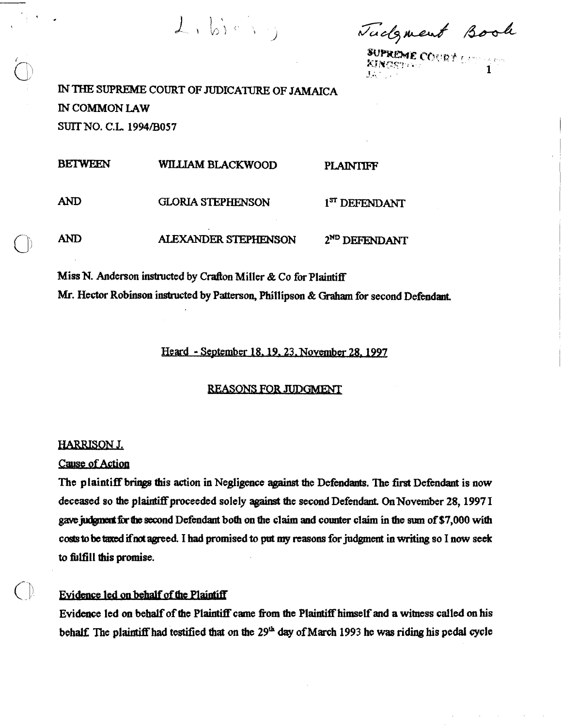IN THE SUPREME COURT OF JUDICATURE OF JAMAICA

IN COMMON LAW

SUIT NO. C.L. 1994/B057

| | | |
|---|---|---|
| BETWEEN | WILLIAM BLACKWOOD | PLAINTIFF |
| AND | GLORIA STEPHENSON | 1ST DEFENDANT |
| AND | ALEXANDER STEPHENSON | 2ND DEFENDANT |

Miss N. Anderson instructed by Crafton Miller & Co for Plaintiff

Mr. Hector Robinson instructed by Patterson, Phillipson & Graham for second Defendant.

Heard - September 18, 19, 23, November 28, 1997

## REASONS FOR JUDGMENT

HARRISON J.

### Cause of Action

The plaintiff brings this action in Negligence against the Defendants. The first Defendant is now deceased so the plaintiff proceeded solely against the second Defendant. On November 28, 1997 I gave judgment for the second Defendant both on the claim and counter claim in the sum of $7,000 with costs to be taxed if not agreed. I had promised to put my reasons for judgment in writing so I now seek to fulfill this promise.

### Evidence led on behalf of the Plaintiff

Evidence led on behalf of the Plaintiff came from the Plaintiff himself and a witness called on his behalf. The plaintiff had testified that on the 29th day of March 1993 he was riding his pedal cycle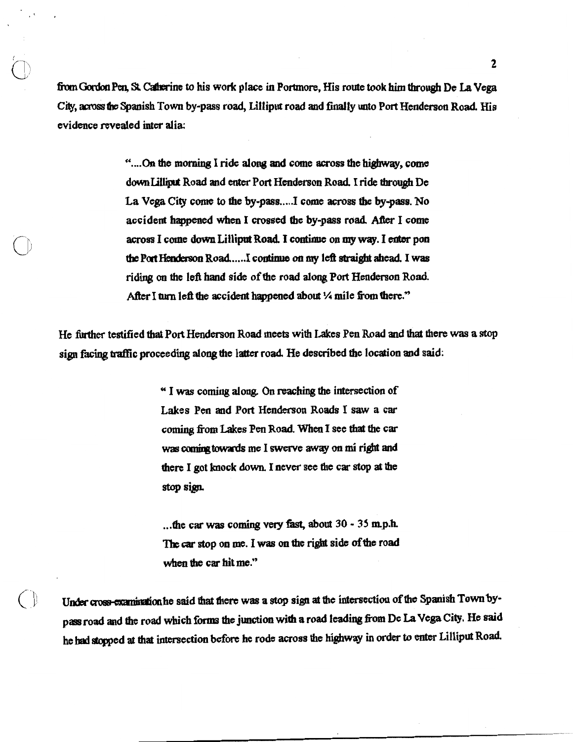from Gordon Pen, St. Catherine to his work place in Portmore, His route took him through De La Vega City, across the Spanish Town by-pass road, Lilliput road and finally unto Port Henderson Road. His evidence revealed inter alia:

> "....On the morning I ride along and come across the highway, come down Lilliput Road and enter Port Henderson Road. I ride through De La Vega City come to the by-pass.....I come across the by-pass. No accident happened when I crossed the by-pass road. After I come across I come down Lilliput Road. I continue on my way. I enter pon the Port Henderson Road......I continue on my left straight ahead. I was riding on the left hand side of the road along Port Henderson Road. After I turn left the accident happened about ¼ mile from there."

He further testified that Port Henderson Road meets with Lakes Pen Road and that there was a stop sign facing traffic proceeding along the latter road. He described the location and said:

> " I was coming along. On reaching the intersection of Lakes Pen and Port Henderson Roads I saw a car coming from Lakes Pen Road. When I see that the car was coming towards me I swerve away on mi right and there I got knock down. I never see the car stop at the stop sign.
>
> ...the car was coming very fast, about 30 - 35 m.p.h. The car stop on me. I was on the right side of the road when the car hit me."

Under cross-examination he said that there was a stop sign at the intersection of the Spanish Town by-pass road and the road which forms the junction with a road leading from De La Vega City. He said he had stopped at that intersection before he rode across the highway in order to enter Lilliput Road.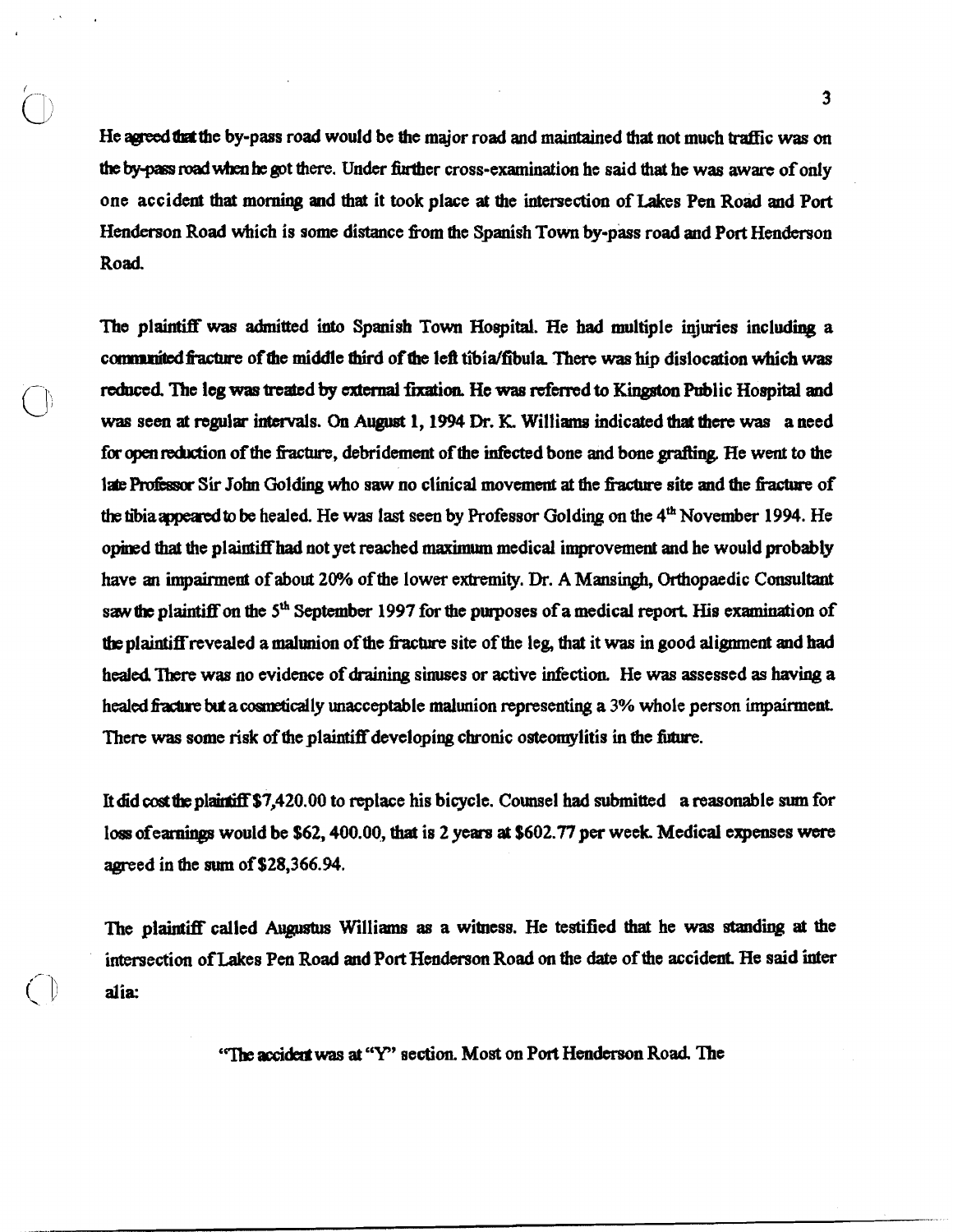He agreed that the by-pass road would be the major road and maintained that not much traffic was on the by-pass road when he got there. Under further cross-examination he said that he was aware of only one accident that morning and that it took place at the intersection of Lakes Pen Road and Port Henderson Road which is some distance from the Spanish Town by-pass road and Port Henderson Road.

The plaintiff was admitted into Spanish Town Hospital. He had multiple injuries including a communited fracture of the middle third of the left tibia/fibula. There was hip dislocation which was reduced. The leg was treated by external fixation. He was referred to Kingston Public Hospital and was seen at regular intervals. On August 1, 1994 Dr. K. Williams indicated that there was a need for open reduction of the fracture, debridement of the infected bone and bone grafting. He went to the late Professor Sir John Golding who saw no clinical movement at the fracture site and the fracture of the tibia appeared to be healed. He was last seen by Professor Golding on the 4th November 1994. He opined that the plaintiff had not yet reached maximum medical improvement and he would probably have an impairment of about 20% of the lower extremity. Dr. A Mansingh, Orthopaedic Consultant saw the plaintiff on the 5th September 1997 for the purposes of a medical report. His examination of the plaintiff revealed a malunion of the fracture site of the leg, that it was in good alignment and had healed. There was no evidence of draining sinuses or active infection. He was assessed as having a healed fracture but a cosmetically unacceptable malunion representing a 3% whole person impairment. There was some risk of the plaintiff developing chronic osteomylitis in the future.

It did cost the plaintiff $7,420.00 to replace his bicycle. Counsel had submitted a reasonable sum for loss of earnings would be $62, 400.00, that is 2 years at $602.77 per week. Medical expenses were agreed in the sum of $28,366.94.

The plaintiff called Augustus Williams as a witness. He testified that he was standing at the intersection of Lakes Pen Road and Port Henderson Road on the date of the accident. He said inter alia:

> "The accident was at "Y" section. Most on Port Henderson Road. The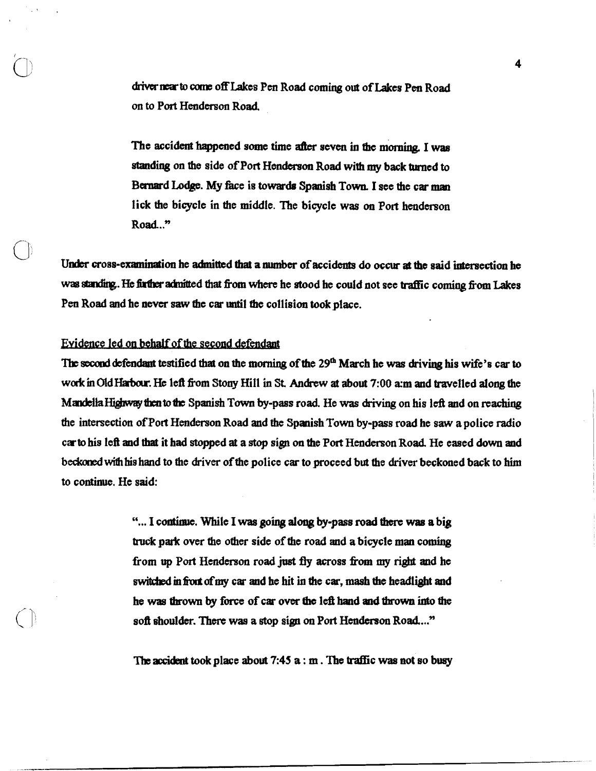> driver near to come off Lakes Pen Road coming out of Lakes Pen Road on to Port Henderson Road.
>
> The accident happened some time after seven in the morning. I was standing on the side of Port Henderson Road with my back turned to Bernard Lodge. My face is towards Spanish Town. I see the car man lick the bicycle in the middle. The bicycle was on Port henderson Road.."

Under cross-examination he admitted that a number of accidents do occur at the said intersection he was standing. He further admitted that from where he stood he could not see traffic coming from Lakes Pen Road and he never saw the car until the collision took place.

<u>Evidence led on behalf of the second defendant</u>

The second defendant testified that on the morning of the 29th March he was driving his wife's car to work in Old Harbour. He left from Stony Hill in St. Andrew at about 7:00 a:m and travelled along the Mandella Highway then to the Spanish Town by-pass road. He was driving on his left and on reaching the intersection of Port Henderson Road and the Spanish Town by-pass road he saw a police radio car to his left and that it had stopped at a stop sign on the Port Henderson Road. He eased down and beckoned with his hand to the driver of the police car to proceed but the driver beckoned back to him to continue. He said:

> "... I continue. While I was going along by-pass road there was a big truck park over the other side of the road and a bicycle man coming from up Port Henderson road just fly across from my right and he switched in front of my car and he hit in the car, mash the headlight and he was thrown by force of car over the left hand and thrown into the soft shoulder. There was a stop sign on Port Henderson Road...."
>
> The accident took place about 7:45 a : m . The traffic was not so busy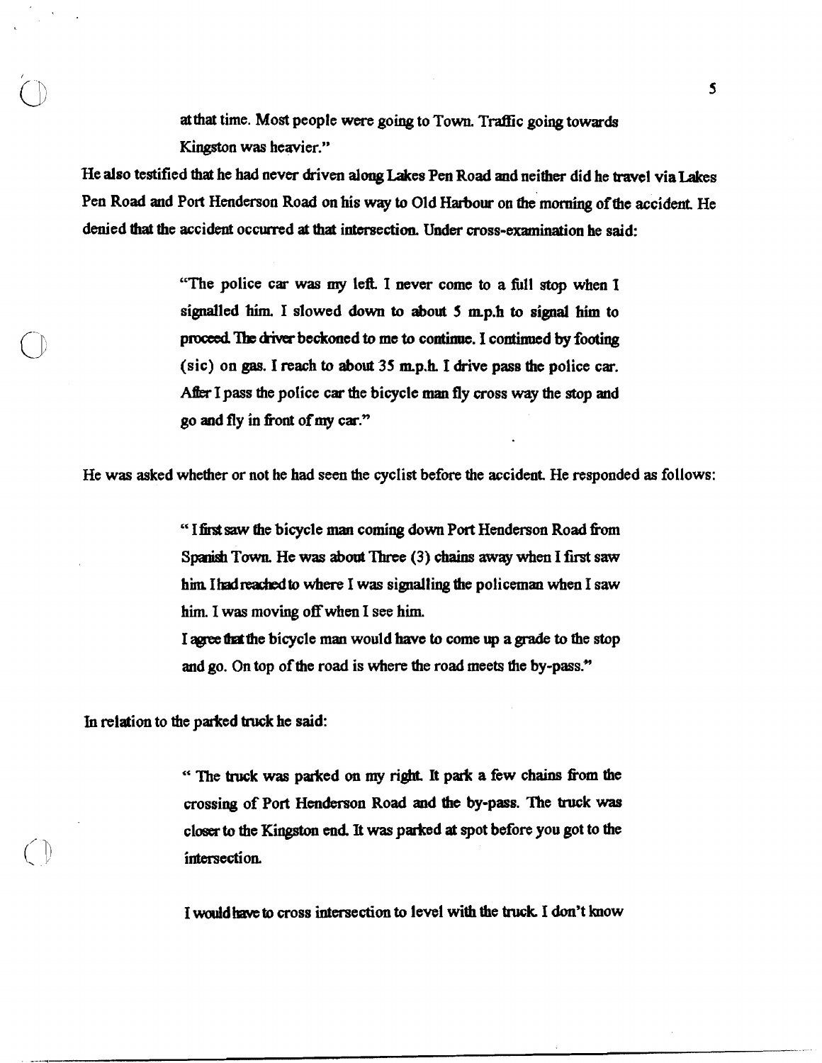> at that time. Most people were going to Town. Traffic going towards Kingston was heavier."

He also testified that he had never driven along Lakes Pen Road and neither did he travel via Lakes Pen Road and Port Henderson Road on his way to Old Harbour on the morning of the accident. He denied that the accident occurred at that intersection. Under cross-examination he said:

> "The police car was my left. I never come to a full stop when I signalled him. I slowed down to about 5 m.p.h to signal him to proceed. The driver beckoned to me to continue. I continued by footing (sic) on gas. I reach to about 35 m.p.h. I drive pass the police car. After I pass the police car the bicycle man fly cross way the stop and go and fly in front of my car."

He was asked whether or not he had seen the cyclist before the accident. He responded as follows:

> " I first saw the bicycle man coming down Port Henderson Road from Spanish Town. He was about Three (3) chains away when I first saw him. I had reached to where I was signalling the policeman when I saw him. I was moving off when I see him.
>
> I agree that the bicycle man would have to come up a grade to the stop and go. On top of the road is where the road meets the by-pass."

In relation to the parked truck he said:

> " The truck was parked on my right. It park a few chains from the crossing of Port Henderson Road and the by-pass. The truck was closer to the Kingston end. It was parked at spot before you got to the intersection.
>
> I would have to cross intersection to level with the truck. I don't know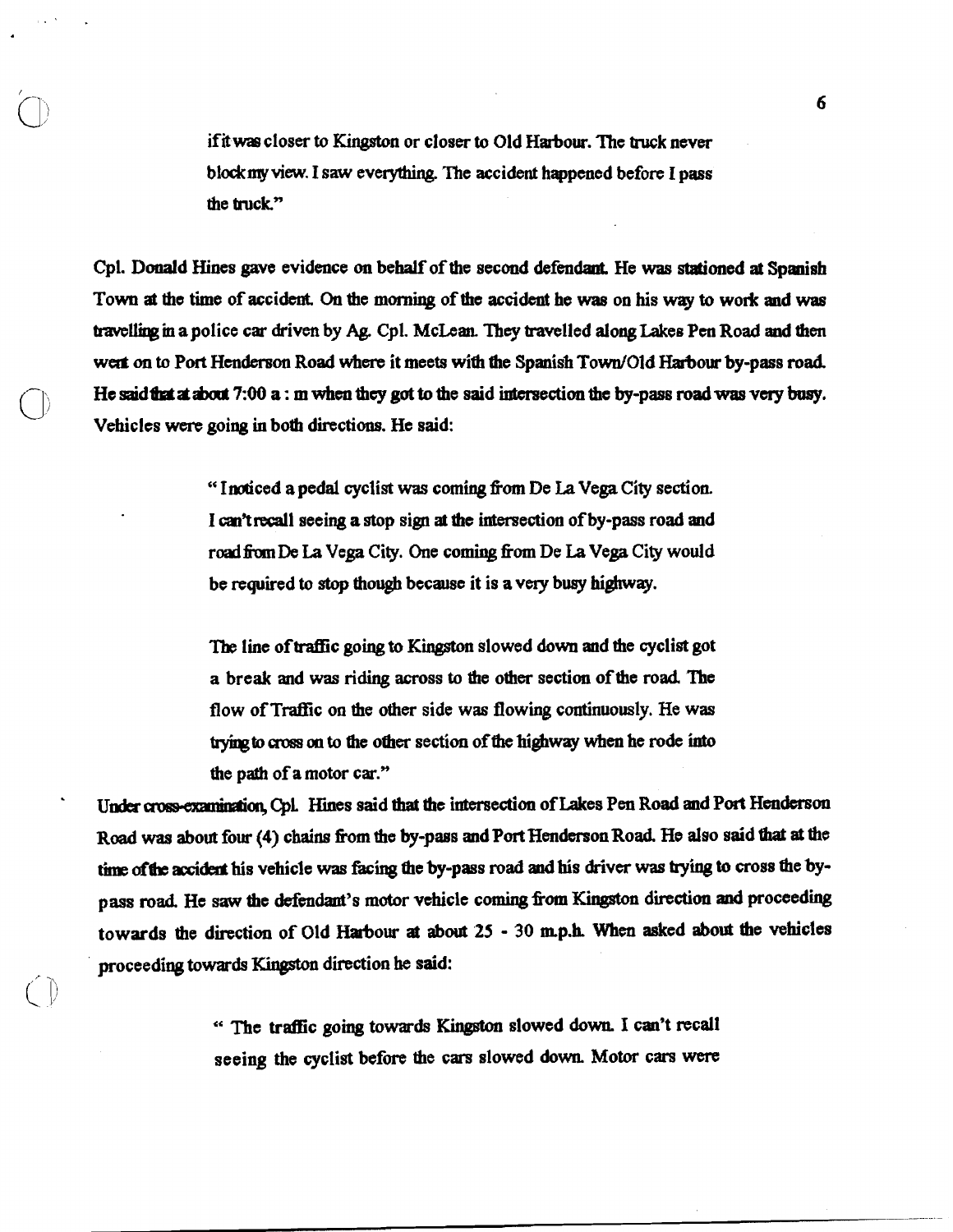> if it was closer to Kingston or closer to Old Harbour. The truck never block my view. I saw everything. The accident happened before I pass the truck."

Cpl. Donald Hines gave evidence on behalf of the second defendant. He was stationed at Spanish Town at the time of accident. On the morning of the accident he was on his way to work and was travelling in a police car driven by Ag. Cpl. McLean. They travelled along Lakes Pen Road and then went on to Port Henderson Road where it meets with the Spanish Town/Old Harbour by-pass road. He said that at about 7:00 a : m when they got to the said intersection the by-pass road was very busy. Vehicles were going in both directions. He said:

> "I noticed a pedal cyclist was coming from De La Vega City section. I can't recall seeing a stop sign at the intersection of by-pass road and road from De La Vega City. One coming from De La Vega City would be required to stop though because it is a very busy highway.
>
> The line of traffic going to Kingston slowed down and the cyclist got a break and was riding across to the other section of the road. The flow of Traffic on the other side was flowing continuously. He was trying to cross on to the other section of the highway when he rode into the path of a motor car."

Under cross-examination, Cpl. Hines said that the intersection of Lakes Pen Road and Port Henderson Road was about four (4) chains from the by-pass and Port Henderson Road. He also said that at the time of the accident his vehicle was facing the by-pass road and his driver was trying to cross the by-pass road. He saw the defendant's motor vehicle coming from Kingston direction and proceeding towards the direction of Old Harbour at about 25 - 30 m.p.h. When asked about the vehicles proceeding towards Kingston direction he said:

> " The traffic going towards Kingston slowed down. I can't recall seeing the cyclist before the cars slowed down. Motor cars were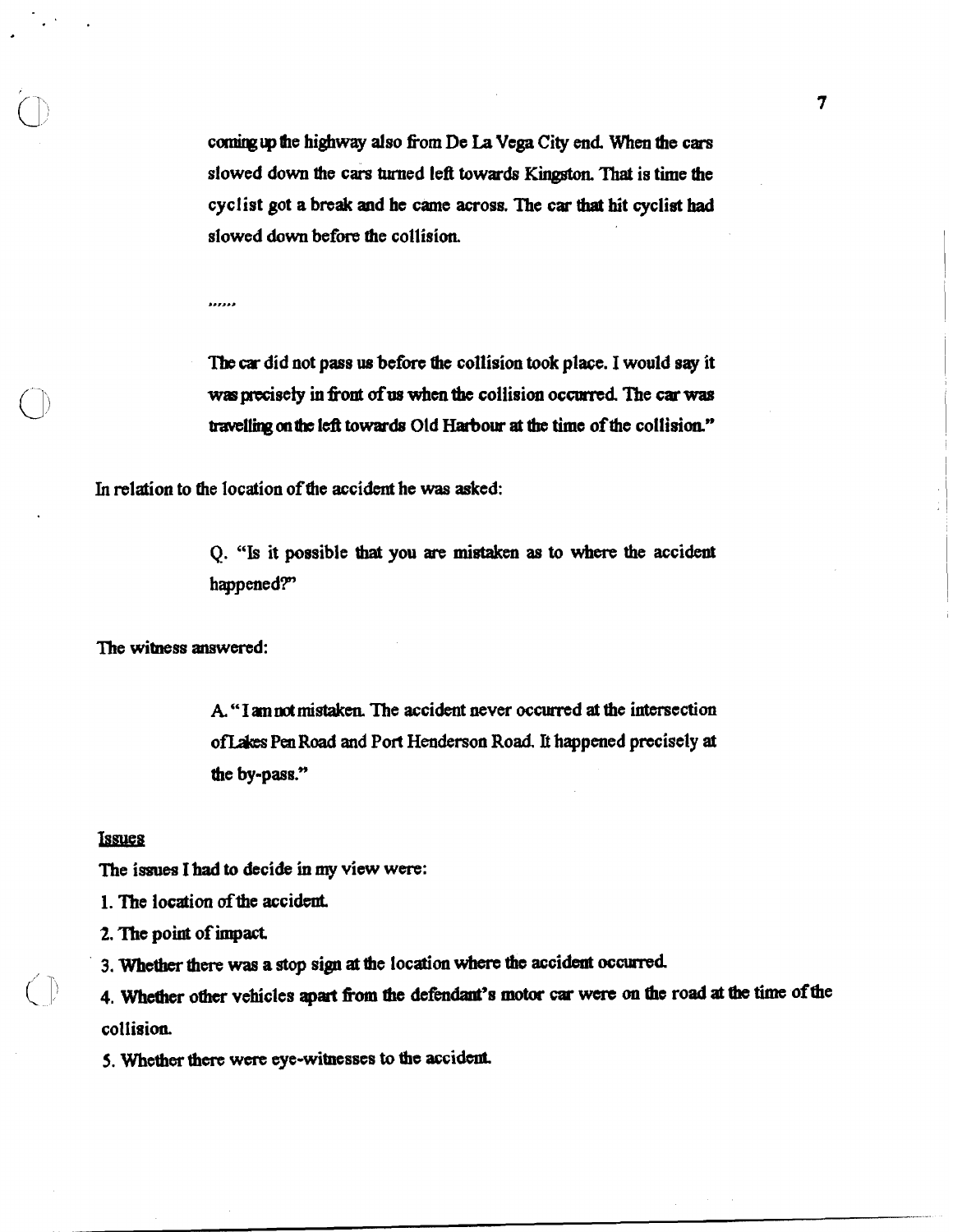> coming up the highway also from De La Vega City end. When the cars slowed down the cars turned left towards Kingston. That is time the cyclist got a break and he came across. The car that hit cyclist had slowed down before the collision.
>
> ......
>
> The car did not pass us before the collision took place. I would say it was precisely in front of us when the collision occurred. The car was travelling on the left towards Old Harbour at the time of the collision."

In relation to the location of the accident he was asked:

> Q. "Is it possible that you are mistaken as to where the accident happened?"

The witness answered:

> A. "I am not mistaken. The accident never occurred at the intersection ofLakes Pen Road and Port Henderson Road. It happened precisely at the by-pass."

**Issues**

The issues I had to decide in my view were:

1. The location of the accident.
2. The point of impact.
3. Whether there was a stop sign at the location where the accident occurred.
4. Whether other vehicles apart from the defendant's motor car were on the road at the time of the collision.
5. Whether there were eye-witnesses to the accident.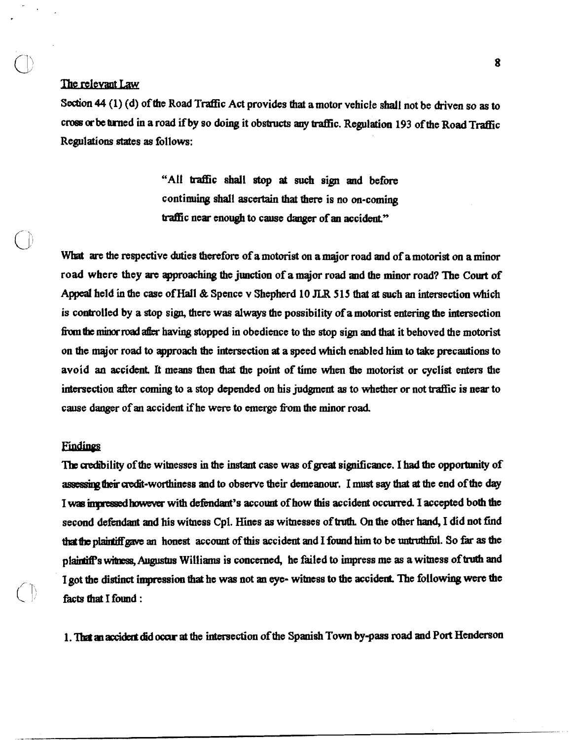## The relevant Law

Section 44 (1) (d) of the Road Traffic Act provides that a motor vehicle shall not be driven so as to cross or be turned in a road if by so doing it obstructs any traffic. Regulation 193 of the Road Traffic Regulations states as follows:

> "All traffic shall stop at such sign and before continuing shall ascertain that there is no on-coming traffic near enough to cause danger of an accident."

What are the respective duties therefore of a motorist on a major road and of a motorist on a minor road where they are approaching the junction of a major road and the minor road? The Court of Appeal held in the case of Hall & Spence v Shepherd 10 JLR 515 that at such an intersection which is controlled by a stop sign, there was always the possibility of a motorist entering the intersection from the minor road after having stopped in obedience to the stop sign and that it behoved the motorist on the major road to approach the intersection at a speed which enabled him to take precautions to avoid an accident. It means then that the point of time when the motorist or cyclist enters the intersection after coming to a stop depended on his judgment as to whether or not traffic is near to cause danger of an accident if he were to emerge from the minor road.

## Findings

The credibility of the witnesses in the instant case was of great significance. I had the opportunity of assessing their credit-worthiness and to observe their demeanour. I must say that at the end of the day I was impressed however with defendant's account of how this accident occurred. I accepted both the second defendant and his witness Cpl. Hines as witnesses of truth. On the other hand, I did not find that the plaintiff gave an honest account of this accident and I found him to be untruthful. So far as the plaintiff's witness, Augustus Williams is concerned, he failed to impress me as a witness of truth and I got the distinct impression that he was not an eye- witness to the accident. The following were the facts that I found :

1. That an accident did occur at the intersection of the Spanish Town by-pass road and Port Henderson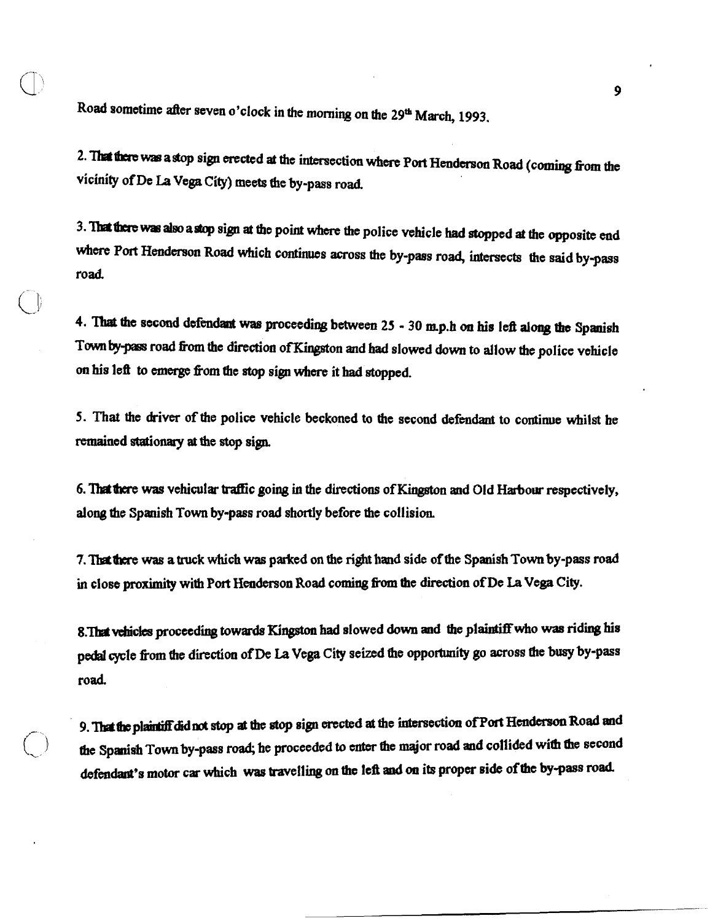Road sometime after seven o'clock in the morning on the 29th March, 1993.

2. That there was a stop sign erected at the intersection where Port Henderson Road (coming from the vicinity of De La Vega City) meets the by-pass road.

3. That there was also a stop sign at the point where the police vehicle had stopped at the opposite end where Port Henderson Road which continues across the by-pass road, intersects the said by-pass road.

4. That the second defendant was proceeding between 25 - 30 m.p.h on his left along the Spanish Town by-pass road from the direction of Kingston and had slowed down to allow the police vehicle on his left to emerge from the stop sign where it had stopped.

5. That the driver of the police vehicle beckoned to the second defendant to continue whilst he remained stationary at the stop sign.

6. That there was vehicular traffic going in the directions of Kingston and Old Harbour respectively, along the Spanish Town by-pass road shortly before the collision.

7. That there was a truck which was parked on the right hand side of the Spanish Town by-pass road in close proximity with Port Henderson Road coming from the direction of De La Vega City.

8. That vehicles proceeding towards Kingston had slowed down and the plaintiff who was riding his pedal cycle from the direction of De La Vega City seized the opportunity go across the busy by-pass road.

9. That the plaintiff did not stop at the stop sign erected at the intersection of Port Henderson Road and the Spanish Town by-pass road; he proceeded to enter the major road and collided with the second defendant's motor car which was travelling on the left and on its proper side of the by-pass road.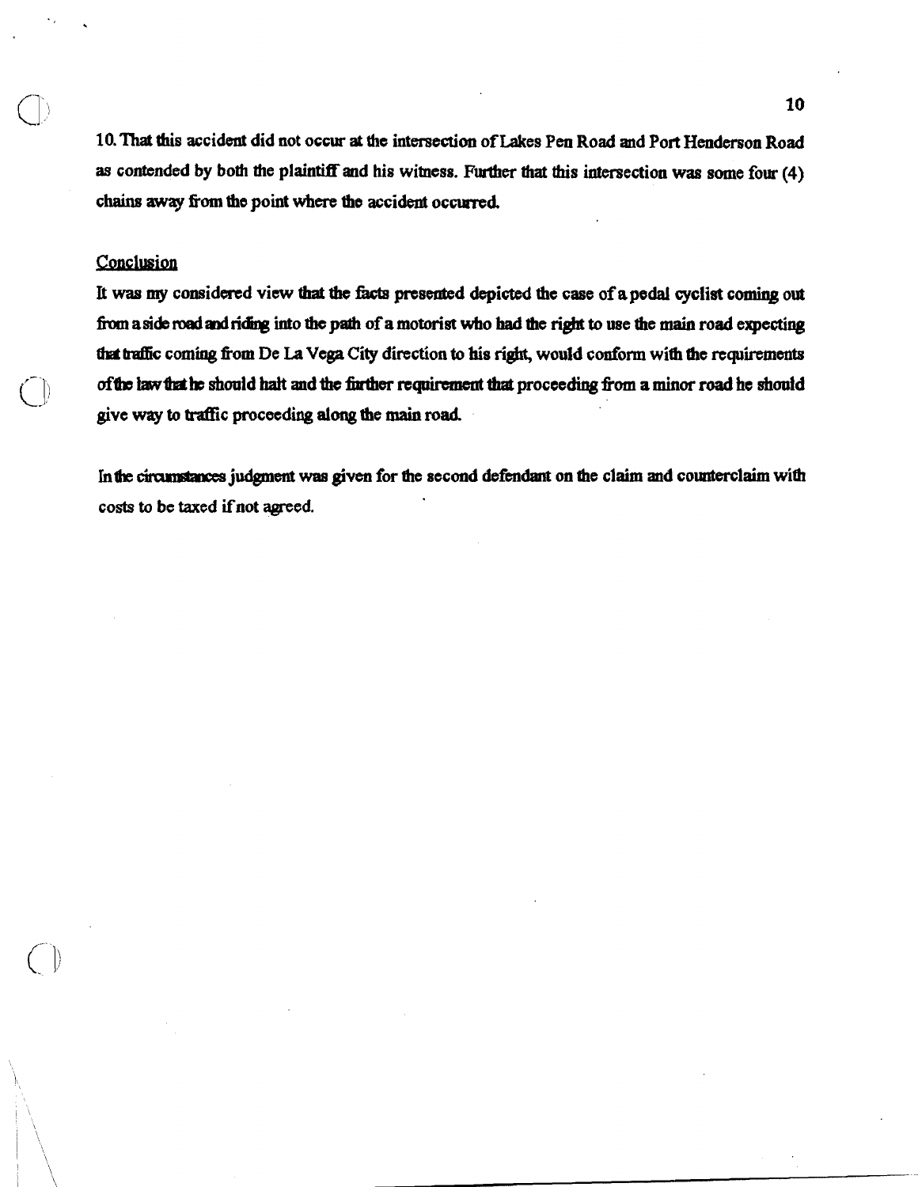10. That this accident did not occur at the intersection of Lakes Pen Road and Port Henderson Road as contended by both the plaintiff and his witness. Further that this intersection was some four (4) chains away from the point where the accident occurred.

## Conclusion

It was my considered view that the facts presented depicted the case of a pedal cyclist coming out from a side road and riding into the path of a motorist who had the right to use the main road expecting that traffic coming from De La Vega City direction to his right, would conform with the requirements of the law that he should halt and the further requirement that proceeding from a minor road he should give way to traffic proceeding along the main road.

In the circumstances judgment was given for the second defendant on the claim and counterclaim with costs to be taxed if not agreed.